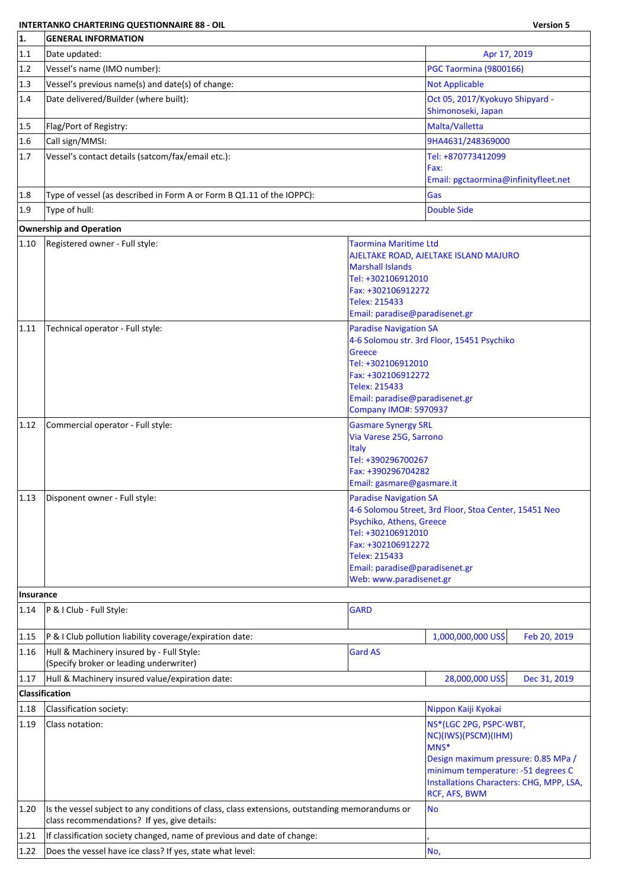**INTERTANKO CHARTERING QUESTIONNAIRE 88 - OIL** **Version 5**

| **1.** | **GENERAL INFORMATION** | |
|---|---|---|
| 1.1 | Date updated: | Apr 17, 2019 |
| 1.2 | Vessel's name (IMO number): | PGC Taormina (9800166) |
| 1.3 | Vessel's previous name(s) and date(s) of change: | Not Applicable |
| 1.4 | Date delivered/Builder (where built): | Oct 05, 2017/Kyokuyo Shipyard - Shimonoseki, Japan |
| 1.5 | Flag/Port of Registry: | Malta/Valletta |
| 1.6 | Call sign/MMSI: | 9HA4631/248369000 |
| 1.7 | Vessel's contact details (satcom/fax/email etc.): | Tel: +870773412099<br>Fax:<br>Email: pgctaormina@infinityfleet.net |
| 1.8 | Type of vessel (as described in Form A or Form B Q1.11 of the IOPPC): | Gas |
| 1.9 | Type of hull: | Double Side |
| **Ownership and Operation** | | |
| 1.10 | Registered owner - Full style: | Taormina Maritime Ltd<br>AJELTAKE ROAD, AJELTAKE ISLAND MAJURO<br>Marshall Islands<br>Tel: +302106912010<br>Fax: +302106912272<br>Telex: 215433<br>Email: paradise@paradisenet.gr |
| 1.11 | Technical operator - Full style: | Paradise Navigation SA<br>4-6 Solomou str. 3rd Floor, 15451 Psychiko<br>Greece<br>Tel: +302106912010<br>Fax: +302106912272<br>Telex: 215433<br>Email: paradise@paradisenet.gr<br>Company IMO#: 5970937 |
| 1.12 | Commercial operator - Full style: | Gasmare Synergy SRL<br>Via Varese 25G, Sarrono<br>Italy<br>Tel: +390296700267<br>Fax: +390296704282<br>Email: gasmare@gasmare.it |
| 1.13 | Disponent owner - Full style: | Paradise Navigation SA<br>4-6 Solomou Street, 3rd Floor, Stoa Center, 15451 Neo Psychiko, Athens, Greece<br>Tel: +302106912010<br>Fax: +302106912272<br>Telex: 215433<br>Email: paradise@paradisenet.gr<br>Web: www.paradisenet.gr |
| **Insurance** | | |
| 1.14 | P & I Club - Full Style: | GARD |
| 1.15 | P & I Club pollution liability coverage/expiration date: | 1,000,000,000 US$ / Feb 20, 2019 |
| 1.16 | Hull & Machinery insured by - Full Style:<br>(Specify broker or leading underwriter) | Gard AS |
| 1.17 | Hull & Machinery insured value/expiration date: | 28,000,000 US$ / Dec 31, 2019 |
| **Classification** | | |
| 1.18 | Classification society: | Nippon Kaiji Kyokai |
| 1.19 | Class notation: | NS*(LGC 2PG, PSPC-WBT, NC)(IWS)(PSCM)(IHM)<br>MNS*<br>Design maximum pressure: 0.85 MPa / minimum temperature: -51 degrees C<br>Installations Characters: CHG, MPP, LSA, RCF, AFS, BWM |
| 1.20 | Is the vessel subject to any conditions of class, class extensions, outstanding memorandums or class recommendations? If yes, give details: | No |
| 1.21 | If classification society changed, name of previous and date of change: | , |
| 1.22 | Does the vessel have ice class? If yes, state what level: | No, |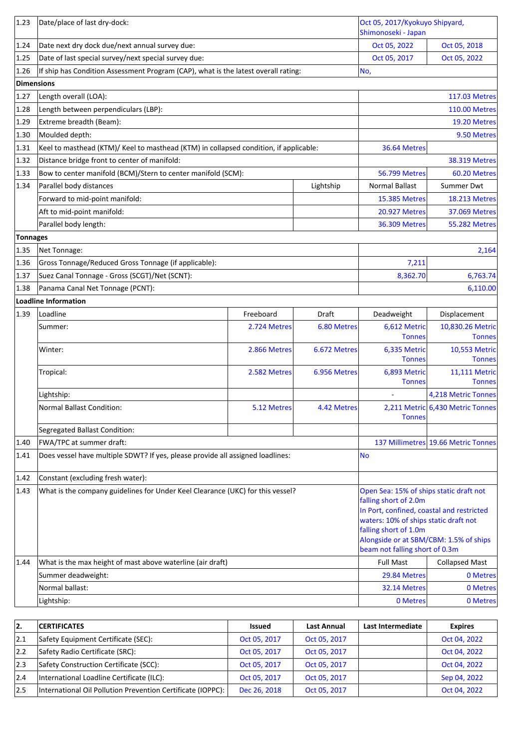| | | | | | |
|---|---|---|---|---|---|
| 1.23 | Date/place of last dry-dock: | | | Oct 05, 2017/Kyokuyo Shipyard, Shimonoseki - Japan | |
| 1.24 | Date next dry dock due/next annual survey due: | | | Oct 05, 2022 | Oct 05, 2018 |
| 1.25 | Date of last special survey/next special survey due: | | | Oct 05, 2017 | Oct 05, 2022 |
| 1.26 | If ship has Condition Assessment Program (CAP), what is the latest overall rating: | | | No, | |
| **Dimensions** | | | | | |
| 1.27 | Length overall (LOA): | | | | 117.03 Metres |
| 1.28 | Length between perpendiculars (LBP): | | | | 110.00 Metres |
| 1.29 | Extreme breadth (Beam): | | | | 19.20 Metres |
| 1.30 | Moulded depth: | | | | 9.50 Metres |
| 1.31 | Keel to masthead (KTM)/ Keel to masthead (KTM) in collapsed condition, if applicable: | | | 36.64 Metres | |
| 1.32 | Distance bridge front to center of manifold: | | | | 38.319 Metres |
| 1.33 | Bow to center manifold (BCM)/Stern to center manifold (SCM): | | | 56.799 Metres | 60.20 Metres |
| 1.34 | Parallel body distances | | Lightship | Normal Ballast | Summer Dwt |
| | Forward to mid-point manifold: | | | 15.385 Metres | 18.213 Metres |
| | Aft to mid-point manifold: | | | 20.927 Metres | 37.069 Metres |
| | Parallel body length: | | | 36.309 Metres | 55.282 Metres |
| **Tonnages** | | | | | |
| 1.35 | Net Tonnage: | | | | 2,164 |
| 1.36 | Gross Tonnage/Reduced Gross Tonnage (if applicable): | | | 7,211 | |
| 1.37 | Suez Canal Tonnage - Gross (SCGT)/Net (SCNT): | | | 8,362.70 | 6,763.74 |
| 1.38 | Panama Canal Net Tonnage (PCNT): | | | | 6,110.00 |
| **Loadline Information** | | | | | |
| 1.39 | Loadline | Freeboard | Draft | Deadweight | Displacement |
| | Summer: | 2.724 Metres | 6.80 Metres | 6,612 Metric Tonnes | 10,830.26 Metric Tonnes |
| | Winter: | 2.866 Metres | 6.672 Metres | 6,335 Metric Tonnes | 10,553 Metric Tonnes |
| | Tropical: | 2.582 Metres | 6.956 Metres | 6,893 Metric Tonnes | 11,111 Metric Tonnes |
| | Lightship: | | | - | 4,218 Metric Tonnes |
| | Normal Ballast Condition: | 5.12 Metres | 4.42 Metres | 2,211 Metric Tonnes | 6,430 Metric Tonnes |
| | Segregated Ballast Condition: | | | | |
| 1.40 | FWA/TPC at summer draft: | | | 137 Millimetres | 19.66 Metric Tonnes |
| 1.41 | Does vessel have multiple SDWT? If yes, please provide all assigned loadlines: | | | No | |
| 1.42 | Constant (excluding fresh water): | | | | |
| 1.43 | What is the company guidelines for Under Keel Clearance (UKC) for this vessel? | | | Open Sea: 15% of ships static draft not falling short of 2.0m In Port, confined, coastal and restricted waters: 10% of ships static draft not falling short of 1.0m Alongside or at SBM/CBM: 1.5% of ships beam not falling short of 0.3m | |
| 1.44 | What is the max height of mast above waterline (air draft) | | | Full Mast | Collapsed Mast |
| | Summer deadweight: | | | 29.84 Metres | 0 Metres |
| | Normal ballast: | | | 32.14 Metres | 0 Metres |
| | Lightship: | | | 0 Metres | 0 Metres |

| 2. | CERTIFICATES | Issued | Last Annual | Last Intermediate | Expires |
|---|---|---|---|---|---|
| 2.1 | Safety Equipment Certificate (SEC): | Oct 05, 2017 | Oct 05, 2017 | | Oct 04, 2022 |
| 2.2 | Safety Radio Certificate (SRC): | Oct 05, 2017 | Oct 05, 2017 | | Oct 04, 2022 |
| 2.3 | Safety Construction Certificate (SCC): | Oct 05, 2017 | Oct 05, 2017 | | Oct 04, 2022 |
| 2.4 | International Loadline Certificate (ILC): | Oct 05, 2017 | Oct 05, 2017 | | Sep 04, 2022 |
| 2.5 | International Oil Pollution Prevention Certificate (IOPPC): | Dec 26, 2018 | Oct 05, 2017 | | Oct 04, 2022 |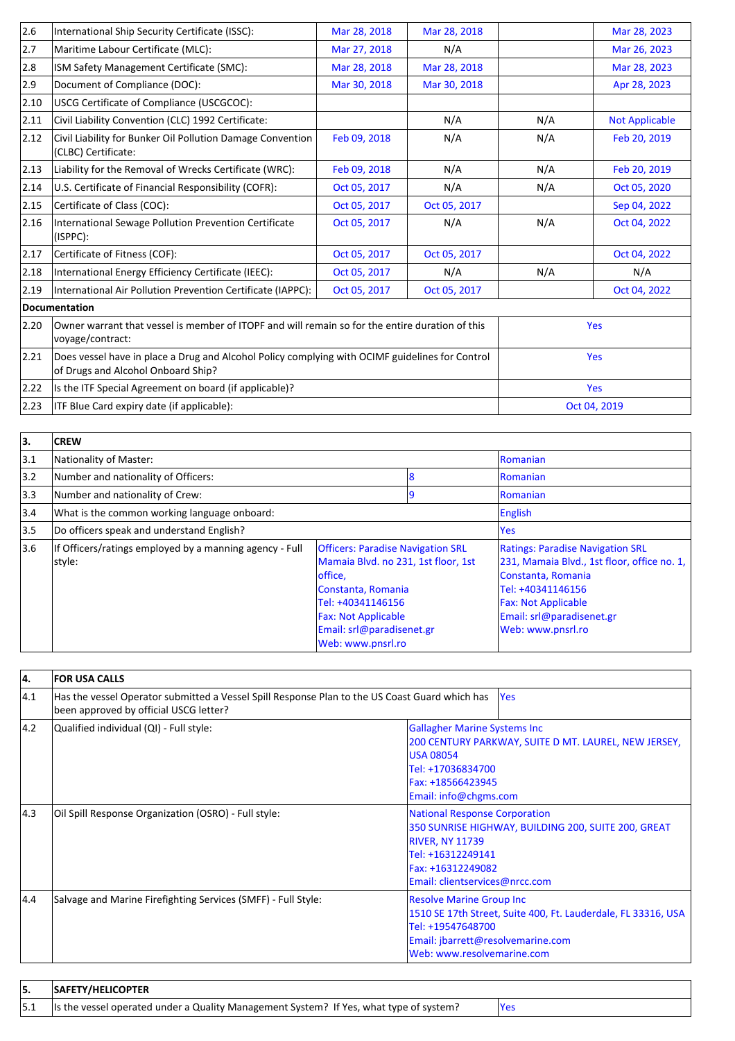| | | | | | |
|---|---|---|---|---|---|
| 2.6 | International Ship Security Certificate (ISSC): | Mar 28, 2018 | Mar 28, 2018 | | Mar 28, 2023 |
| 2.7 | Maritime Labour Certificate (MLC): | Mar 27, 2018 | N/A | | Mar 26, 2023 |
| 2.8 | ISM Safety Management Certificate (SMC): | Mar 28, 2018 | Mar 28, 2018 | | Mar 28, 2023 |
| 2.9 | Document of Compliance (DOC): | Mar 30, 2018 | Mar 30, 2018 | | Apr 28, 2023 |
| 2.10 | USCG Certificate of Compliance (USCGCOC): | | | | |
| 2.11 | Civil Liability Convention (CLC) 1992 Certificate: | | N/A | N/A | Not Applicable |
| 2.12 | Civil Liability for Bunker Oil Pollution Damage Convention (CLBC) Certificate: | Feb 09, 2018 | N/A | N/A | Feb 20, 2019 |
| 2.13 | Liability for the Removal of Wrecks Certificate (WRC): | Feb 09, 2018 | N/A | N/A | Feb 20, 2019 |
| 2.14 | U.S. Certificate of Financial Responsibility (COFR): | Oct 05, 2017 | N/A | N/A | Oct 05, 2020 |
| 2.15 | Certificate of Class (COC): | Oct 05, 2017 | Oct 05, 2017 | | Sep 04, 2022 |
| 2.16 | International Sewage Pollution Prevention Certificate (ISPPC): | Oct 05, 2017 | N/A | N/A | Oct 04, 2022 |
| 2.17 | Certificate of Fitness (COF): | Oct 05, 2017 | Oct 05, 2017 | | Oct 04, 2022 |
| 2.18 | International Energy Efficiency Certificate (IEEC): | Oct 05, 2017 | N/A | N/A | N/A |
| 2.19 | International Air Pollution Prevention Certificate (IAPPC): | Oct 05, 2017 | Oct 05, 2017 | | Oct 04, 2022 |
| **Documentation** | | | | | |
| 2.20 | Owner warrant that vessel is member of ITOPF and will remain so for the entire duration of this voyage/contract: | | | Yes | |
| 2.21 | Does vessel have in place a Drug and Alcohol Policy complying with OCIMF guidelines for Control of Drugs and Alcohol Onboard Ship? | | | Yes | |
| 2.22 | Is the ITF Special Agreement on board (if applicable)? | | | Yes | |
| 2.23 | ITF Blue Card expiry date (if applicable): | | | Oct 04, 2019 | |

| **3.** | **CREW** | | |
|---|---|---|---|
| 3.1 | Nationality of Master: | | Romanian |
| 3.2 | Number and nationality of Officers: | 8 | Romanian |
| 3.3 | Number and nationality of Crew: | 9 | Romanian |
| 3.4 | What is the common working language onboard: | | English |
| 3.5 | Do officers speak and understand English? | | Yes |
| 3.6 | If Officers/ratings employed by a manning agency - Full style: | Officers: Paradise Navigation SRL<br>Mamaia Blvd. no 231, 1st floor, 1st office,<br>Constanta, Romania<br>Tel: +40341146156<br>Fax: Not Applicable<br>Email: srl@paradisenet.gr<br>Web: www.pnsrl.ro | Ratings: Paradise Navigation SRL<br>231, Mamaia Blvd., 1st floor, office no. 1,<br>Constanta, Romania<br>Tel: +40341146156<br>Fax: Not Applicable<br>Email: srl@paradisenet.gr<br>Web: www.pnsrl.ro |

| **4.** | **FOR USA CALLS** | |
|---|---|---|
| 4.1 | Has the vessel Operator submitted a Vessel Spill Response Plan to the US Coast Guard which has been approved by official USCG letter? | Yes |
| 4.2 | Qualified individual (QI) - Full style: | Gallagher Marine Systems Inc<br>200 CENTURY PARKWAY, SUITE D MT. LAUREL, NEW JERSEY, USA 08054<br>Tel: +17036834700<br>Fax: +18566423945<br>Email: info@chgms.com |
| 4.3 | Oil Spill Response Organization (OSRO) - Full style: | National Response Corporation<br>350 SUNRISE HIGHWAY, BUILDING 200, SUITE 200, GREAT RIVER, NY 11739<br>Tel: +16312249141<br>Fax: +16312249082<br>Email: clientservices@nrcc.com |
| 4.4 | Salvage and Marine Firefighting Services (SMFF) - Full Style: | Resolve Marine Group Inc<br>1510 SE 17th Street, Suite 400, Ft. Lauderdale, FL 33316, USA<br>Tel: +19547648700<br>Email: jbarrett@resolvemarine.com<br>Web: www.resolvemarine.com |

| **5.** | **SAFETY/HELICOPTER** | |
|---|---|---|
| 5.1 | Is the vessel operated under a Quality Management System? If Yes, what type of system? | Yes |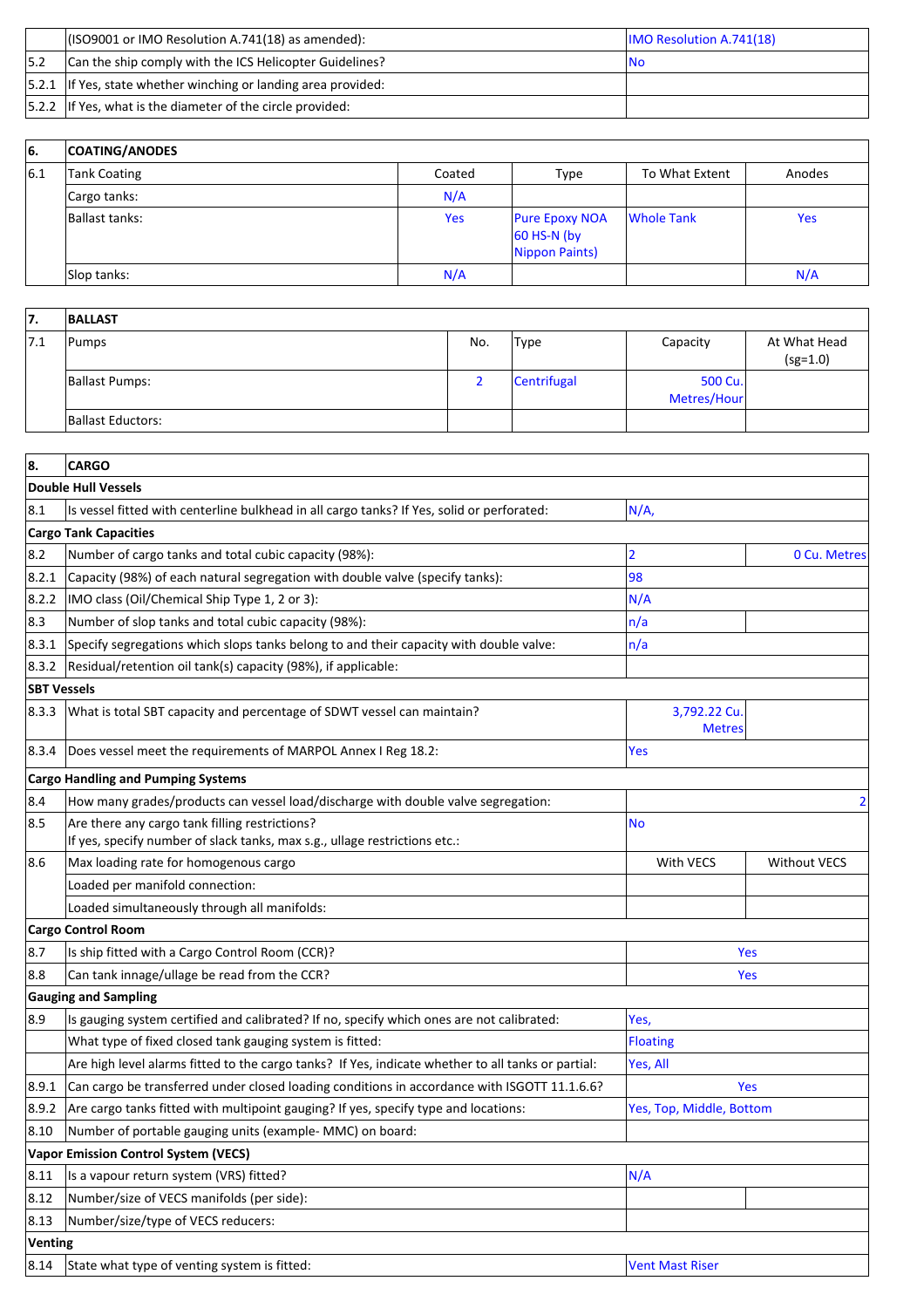| | | | |
|---|---|---|---|
| | (ISO9001 or IMO Resolution A.741(18) as amended): | IMO Resolution A.741(18) | |
| 5.2 | Can the ship comply with the ICS Helicopter Guidelines? | No | |
| 5.2.1 | If Yes, state whether winching or landing area provided: | | |
| 5.2.2 | If Yes, what is the diameter of the circle provided: | | |

| 6. | COATING/ANODES | | | | |
|---|---|---|---|---|---|
| 6.1 | Tank Coating | Coated | Type | To What Extent | Anodes |
| | Cargo tanks: | N/A | | | |
| | Ballast tanks: | Yes | Pure Epoxy NOA 60 HS-N (by Nippon Paints) | Whole Tank | Yes |
| | Slop tanks: | N/A | | | N/A |

| 7. | BALLAST | | | | |
|---|---|---|---|---|---|
| 7.1 | Pumps | No. | Type | Capacity | At What Head (sg=1.0) |
| | Ballast Pumps: | 2 | Centrifugal | 500 Cu. Metres/Hour | |
| | Ballast Eductors: | | | | |

| 8. | CARGO | | |
|---|---|---|---|
| **Double Hull Vessels** | | | |
| 8.1 | Is vessel fitted with centerline bulkhead in all cargo tanks? If Yes, solid or perforated: | N/A, | |
| **Cargo Tank Capacities** | | | |
| 8.2 | Number of cargo tanks and total cubic capacity (98%): | 2 | 0 Cu. Metres |
| 8.2.1 | Capacity (98%) of each natural segregation with double valve (specify tanks): | 98 | |
| 8.2.2 | IMO class (Oil/Chemical Ship Type 1, 2 or 3): | N/A | |
| 8.3 | Number of slop tanks and total cubic capacity (98%): | n/a | |
| 8.3.1 | Specify segregations which slops tanks belong to and their capacity with double valve: | n/a | |
| 8.3.2 | Residual/retention oil tank(s) capacity (98%), if applicable: | | |
| **SBT Vessels** | | | |
| 8.3.3 | What is total SBT capacity and percentage of SDWT vessel can maintain? | 3,792.22 Cu. Metres | |
| 8.3.4 | Does vessel meet the requirements of MARPOL Annex I Reg 18.2: | Yes | |
| **Cargo Handling and Pumping Systems** | | | |
| 8.4 | How many grades/products can vessel load/discharge with double valve segregation: | | 2 |
| 8.5 | Are there any cargo tank filling restrictions?<br>If yes, specify number of slack tanks, max s.g., ullage restrictions etc.: | No | |
| 8.6 | Max loading rate for homogenous cargo | With VECS | Without VECS |
| | Loaded per manifold connection: | | |
| | Loaded simultaneously through all manifolds: | | |
| **Cargo Control Room** | | | |
| 8.7 | Is ship fitted with a Cargo Control Room (CCR)? | Yes | |
| 8.8 | Can tank innage/ullage be read from the CCR? | Yes | |
| **Gauging and Sampling** | | | |
| 8.9 | Is gauging system certified and calibrated? If no, specify which ones are not calibrated: | Yes, | |
| | What type of fixed closed tank gauging system is fitted: | Floating | |
| | Are high level alarms fitted to the cargo tanks? If Yes, indicate whether to all tanks or partial: | Yes, All | |
| 8.9.1 | Can cargo be transferred under closed loading conditions in accordance with ISGOTT 11.1.6.6? | Yes | |
| 8.9.2 | Are cargo tanks fitted with multipoint gauging? If yes, specify type and locations: | Yes, Top, Middle, Bottom | |
| 8.10 | Number of portable gauging units (example- MMC) on board: | | |
| **Vapor Emission Control System (VECS)** | | | |
| 8.11 | Is a vapour return system (VRS) fitted? | N/A | |
| 8.12 | Number/size of VECS manifolds (per side): | | |
| 8.13 | Number/size/type of VECS reducers: | | |
| **Venting** | | | |
| 8.14 | State what type of venting system is fitted: | Vent Mast Riser | |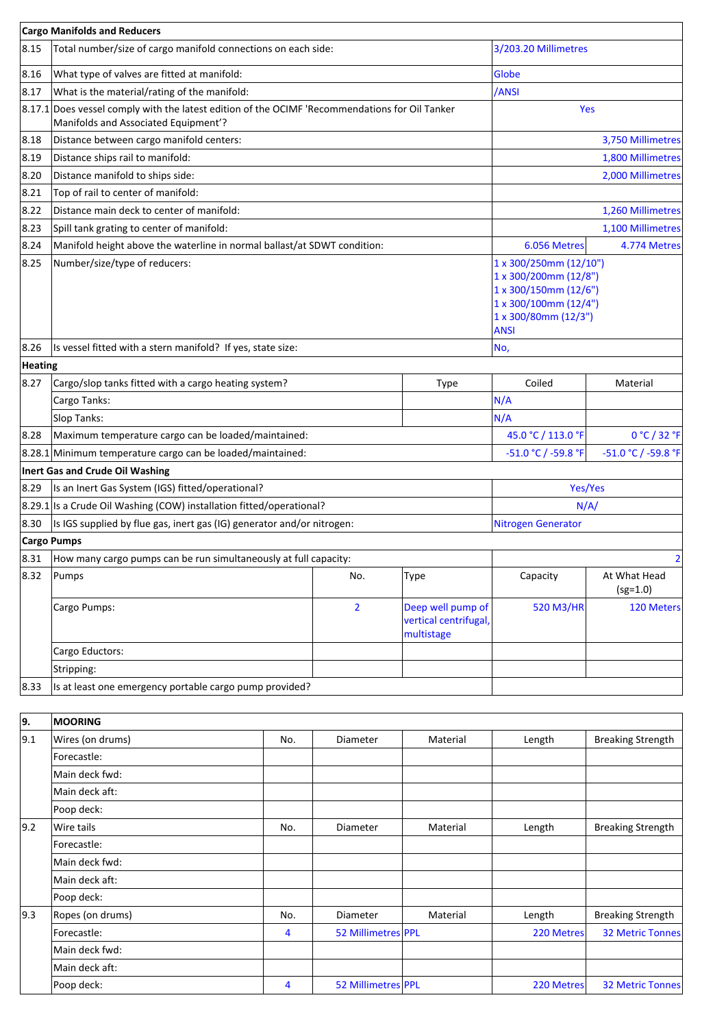| Cargo Manifolds and Reducers | | | | | |
|---|---|---|---|---|---|
| 8.15 | Total number/size of cargo manifold connections on each side: | | | 3/203.20 Millimetres | |
| 8.16 | What type of valves are fitted at manifold: | | | Globe | |
| 8.17 | What is the material/rating of the manifold: | | | /ANSI | |
| 8.17.1 | Does vessel comply with the latest edition of the OCIMF 'Recommendations for Oil Tanker Manifolds and Associated Equipment'? | | | Yes | |
| 8.18 | Distance between cargo manifold centers: | | | | 3,750 Millimetres |
| 8.19 | Distance ships rail to manifold: | | | | 1,800 Millimetres |
| 8.20 | Distance manifold to ships side: | | | | 2,000 Millimetres |
| 8.21 | Top of rail to center of manifold: | | | | |
| 8.22 | Distance main deck to center of manifold: | | | | 1,260 Millimetres |
| 8.23 | Spill tank grating to center of manifold: | | | | 1,100 Millimetres |
| 8.24 | Manifold height above the waterline in normal ballast/at SDWT condition: | | | 6.056 Metres | 4.774 Metres |
| 8.25 | Number/size/type of reducers: | | | 1 x 300/250mm (12/10")<br>1 x 300/200mm (12/8")<br>1 x 300/150mm (12/6")<br>1 x 300/100mm (12/4")<br>1 x 300/80mm (12/3")<br>ANSI | |
| 8.26 | Is vessel fitted with a stern manifold? If yes, state size: | | | No, | |
| **Heating** | | | | | |
| 8.27 | Cargo/slop tanks fitted with a cargo heating system? | | Type | Coiled | Material |
| | Cargo Tanks: | | | N/A | |
| | Slop Tanks: | | | N/A | |
| 8.28 | Maximum temperature cargo can be loaded/maintained: | | | 45.0 °C / 113.0 °F | 0 °C / 32 °F |
| 8.28.1 | Minimum temperature cargo can be loaded/maintained: | | | -51.0 °C / -59.8 °F | -51.0 °C / -59.8 °F |
| **Inert Gas and Crude Oil Washing** | | | | | |
| 8.29 | Is an Inert Gas System (IGS) fitted/operational? | | | Yes/Yes | |
| 8.29.1 | Is a Crude Oil Washing (COW) installation fitted/operational? | | | N/A/ | |
| 8.30 | Is IGS supplied by flue gas, inert gas (IG) generator and/or nitrogen: | | | Nitrogen Generator | |
| **Cargo Pumps** | | | | | |
| 8.31 | How many cargo pumps can be run simultaneously at full capacity: | | | | 2 |
| 8.32 | Pumps | No. | Type | Capacity | At What Head (sg=1.0) |
| | Cargo Pumps: | 2 | Deep well pump of vertical centrifugal, multistage | 520 M3/HR | 120 Meters |
| | Cargo Eductors: | | | | |
| | Stripping: | | | | |
| 8.33 | Is at least one emergency portable cargo pump provided? | | | | |

| 9. | MOORING | | | | | |
|---|---|---|---|---|---|---|
| 9.1 | Wires (on drums) | No. | Diameter | Material | Length | Breaking Strength |
| | Forecastle: | | | | | |
| | Main deck fwd: | | | | | |
| | Main deck aft: | | | | | |
| | Poop deck: | | | | | |
| 9.2 | Wire tails | No. | Diameter | Material | Length | Breaking Strength |
| | Forecastle: | | | | | |
| | Main deck fwd: | | | | | |
| | Main deck aft: | | | | | |
| | Poop deck: | | | | | |
| 9.3 | Ropes (on drums) | No. | Diameter | Material | Length | Breaking Strength |
| | Forecastle: | 4 | 52 Millimetres | PPL | 220 Metres | 32 Metric Tonnes |
| | Main deck fwd: | | | | | |
| | Main deck aft: | | | | | |
| | Poop deck: | 4 | 52 Millimetres | PPL | 220 Metres | 32 Metric Tonnes |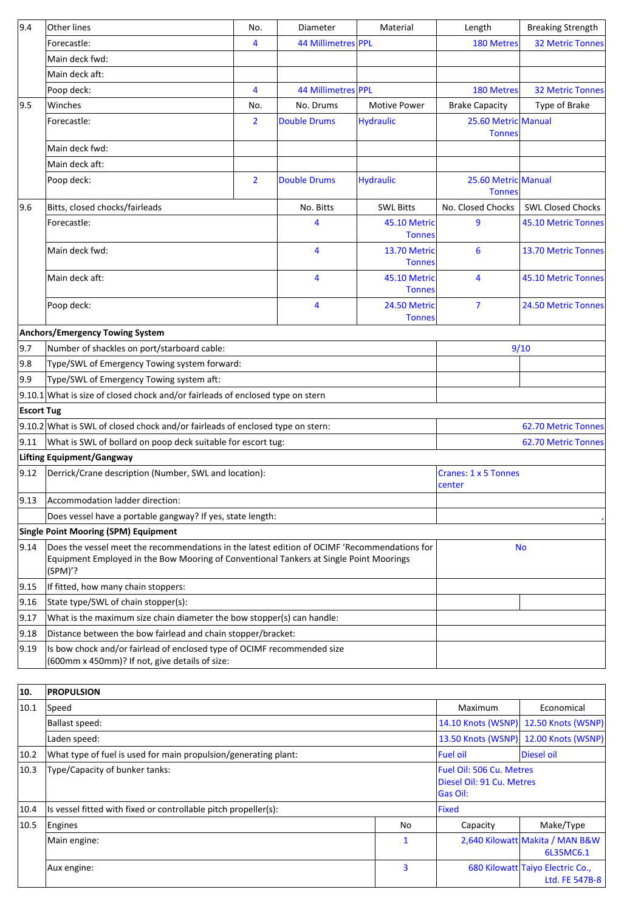| | | | | | | |
|---|---|---|---|---|---|---|
| 9.4 | Other lines | No. | Diameter | Material | Length | Breaking Strength |
| | Forecastle: | 4 | 44 Millimetres | PPL | 180 Metres | 32 Metric Tonnes |
| | Main deck fwd: | | | | | |
| | Main deck aft: | | | | | |
| | Poop deck: | 4 | 44 Millimetres | PPL | 180 Metres | 32 Metric Tonnes |
| 9.5 | Winches | No. | No. Drums | Motive Power | Brake Capacity | Type of Brake |
| | Forecastle: | 2 | Double Drums | Hydraulic | 25.60 Metric Tonnes | Manual |
| | Main deck fwd: | | | | | |
| | Main deck aft: | | | | | |
| | Poop deck: | 2 | Double Drums | Hydraulic | 25.60 Metric Tonnes | Manual |
| 9.6 | Bitts, closed chocks/fairleads | | No. Bitts | SWL Bitts | No. Closed Chocks | SWL Closed Chocks |
| | Forecastle: | | 4 | 45.10 Metric Tonnes | 9 | 45.10 Metric Tonnes |
| | Main deck fwd: | | 4 | 13.70 Metric Tonnes | 6 | 13.70 Metric Tonnes |
| | Main deck aft: | | 4 | 45.10 Metric Tonnes | 4 | 45.10 Metric Tonnes |
| | Poop deck: | | 4 | 24.50 Metric Tonnes | 7 | 24.50 Metric Tonnes |
| **Anchors/Emergency Towing System** | | | | | | |
| 9.7 | Number of shackles on port/starboard cable: | | | | 9/10 | |
| 9.8 | Type/SWL of Emergency Towing system forward: | | | | | |
| 9.9 | Type/SWL of Emergency Towing system aft: | | | | | |
| 9.10.1 | What is size of closed chock and/or fairleads of enclosed type on stern | | | | | |
| **Escort Tug** | | | | | | |
| 9.10.2 | What is SWL of closed chock and/or fairleads of enclosed type on stern: | | | | 62.70 Metric Tonnes | |
| 9.11 | What is SWL of bollard on poop deck suitable for escort tug: | | | | 62.70 Metric Tonnes | |
| **Lifting Equipment/Gangway** | | | | | | |
| 9.12 | Derrick/Crane description (Number, SWL and location): | | | | Cranes: 1 x 5 Tonnes center | |
| 9.13 | Accommodation ladder direction: | | | | | |
| | Does vessel have a portable gangway? If yes, state length: | | | | , | |
| **Single Point Mooring (SPM) Equipment** | | | | | | |
| 9.14 | Does the vessel meet the recommendations in the latest edition of OCIMF 'Recommendations for Equipment Employed in the Bow Mooring of Conventional Tankers at Single Point Moorings (SPM)'? | | | | No | |
| 9.15 | If fitted, how many chain stoppers: | | | | | |
| 9.16 | State type/SWL of chain stopper(s): | | | | | |
| 9.17 | What is the maximum size chain diameter the bow stopper(s) can handle: | | | | | |
| 9.18 | Distance between the bow fairlead and chain stopper/bracket: | | | | | |
| 9.19 | Is bow chock and/or fairlead of enclosed type of OCIMF recommended size (600mm x 450mm)? If not, give details of size: | | | | | |

| | | | | |
|---|---|---|---|---|
| **10.** | **PROPULSION** | | | |
| 10.1 | Speed | | Maximum | Economical |
| | Ballast speed: | | 14.10 Knots (WSNP) | 12.50 Knots (WSNP) |
| | Laden speed: | | 13.50 Knots (WSNP) | 12.00 Knots (WSNP) |
| 10.2 | What type of fuel is used for main propulsion/generating plant: | | Fuel oil | Diesel oil |
| 10.3 | Type/Capacity of bunker tanks: | | Fuel Oil: 506 Cu. Metres<br>Diesel Oil: 91 Cu. Metres<br>Gas Oil: | |
| 10.4 | Is vessel fitted with fixed or controllable pitch propeller(s): | | Fixed | |
| 10.5 | Engines | No | Capacity | Make/Type |
| | Main engine: | 1 | 2,640 Kilowatt | Makita / MAN B&W 6L35MC6.1 |
| | Aux engine: | 3 | 680 Kilowatt | Taiyo Electric Co., Ltd. FE 547B-8 |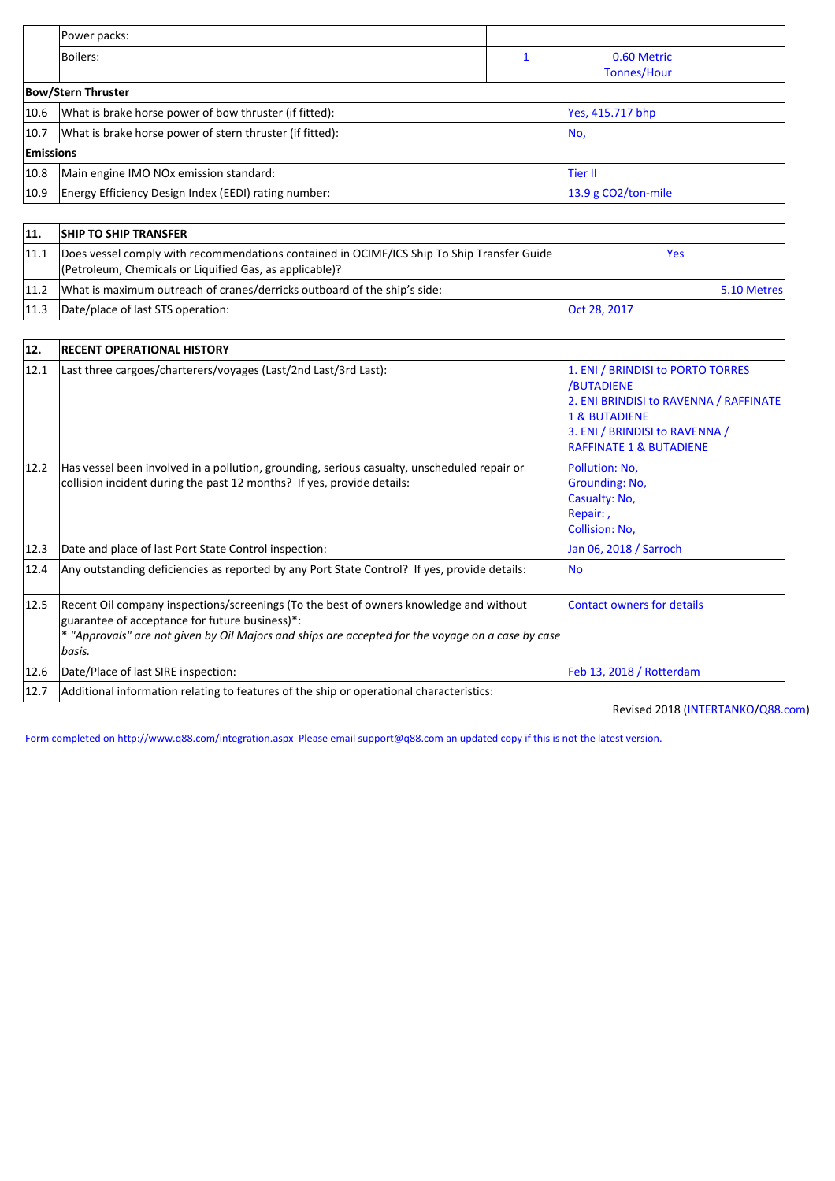| | | | | |
|---|---|---|---|---|
| | Power packs: | | | |
| | Boilers: | 1 | 0.60 Metric Tonnes/Hour | |
| **Bow/Stern Thruster** | | | | |
| 10.6 | What is brake horse power of bow thruster (if fitted): | | Yes, 415.717 bhp | |
| 10.7 | What is brake horse power of stern thruster (if fitted): | | No, | |
| **Emissions** | | | | |
| 10.8 | Main engine IMO NOx emission standard: | | Tier II | |
| 10.9 | Energy Efficiency Design Index (EEDI) rating number: | | 13.9 g CO2/ton-mile | |

| | | |
|---|---|---|
| **11.** | **SHIP TO SHIP TRANSFER** | |
| 11.1 | Does vessel comply with recommendations contained in OCIMF/ICS Ship To Ship Transfer Guide (Petroleum, Chemicals or Liquified Gas, as applicable)? | Yes |
| 11.2 | What is maximum outreach of cranes/derricks outboard of the ship's side: | 5.10 Metres |
| 11.3 | Date/place of last STS operation: | Oct 28, 2017 |

| | | |
|---|---|---|
| **12.** | **RECENT OPERATIONAL HISTORY** | |
| 12.1 | Last three cargoes/charterers/voyages (Last/2nd Last/3rd Last): | 1. ENI / BRINDISI to PORTO TORRES /BUTADIENE<br>2. ENI BRINDISI to RAVENNA / RAFFINATE 1 & BUTADIENE<br>3. ENI / BRINDISI to RAVENNA / RAFFINATE 1 & BUTADIENE |
| 12.2 | Has vessel been involved in a pollution, grounding, serious casualty, unscheduled repair or collision incident during the past 12 months? If yes, provide details: | Pollution: No,<br>Grounding: No,<br>Casualty: No,<br>Repair: ,<br>Collision: No, |
| 12.3 | Date and place of last Port State Control inspection: | Jan 06, 2018 / Sarroch |
| 12.4 | Any outstanding deficiencies as reported by any Port State Control? If yes, provide details: | No |
| 12.5 | Recent Oil company inspections/screenings (To the best of owners knowledge and without guarantee of acceptance for future business)*:<br>*\* "Approvals" are not given by Oil Majors and ships are accepted for the voyage on a case by case basis.* | Contact owners for details |
| 12.6 | Date/Place of last SIRE inspection: | Feb 13, 2018 / Rotterdam |
| 12.7 | Additional information relating to features of the ship or operational characteristics: | |

Revised 2018 (INTERTANKO/Q88.com)

Form completed on http://www.q88.com/integration.aspx Please email support@q88.com an updated copy if this is not the latest version.